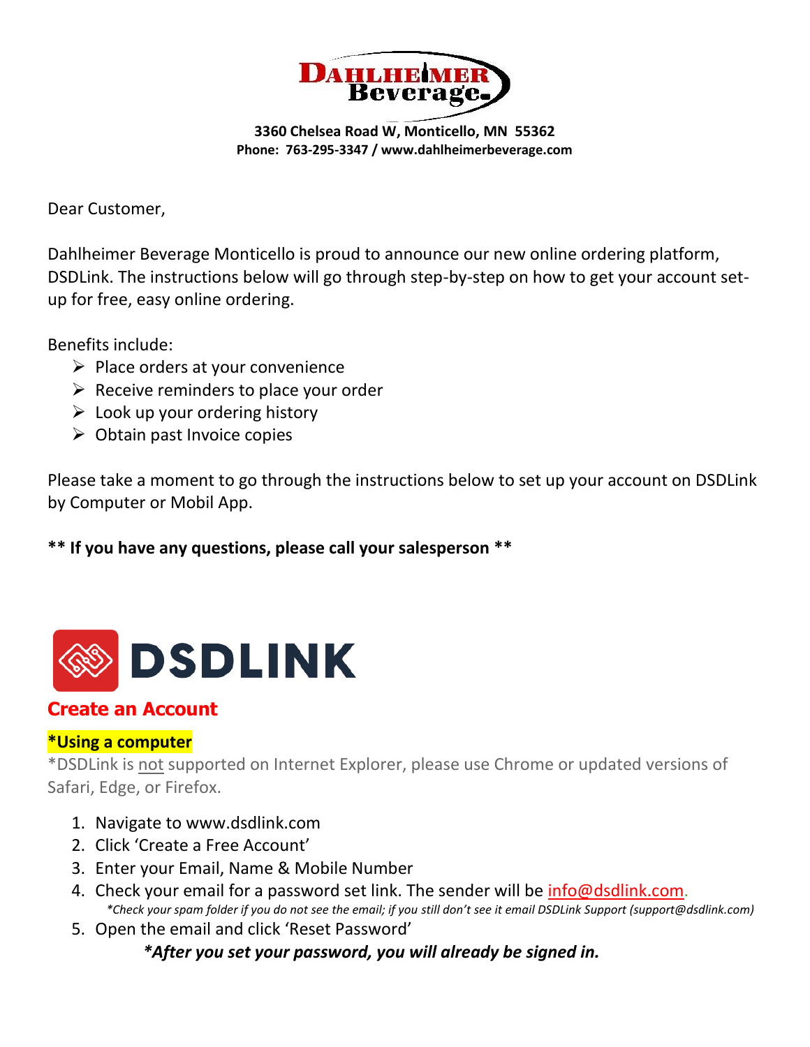**DAHLHEIMER Beverage**

**3360 Chelsea Road W, Monticello, MN 55362**
**Phone: 763-295-3347 / www.dahlheimerbeverage.com**

Dear Customer,

Dahlheimer Beverage Monticello is proud to announce our new online ordering platform, DSDLink. The instructions below will go through step-by-step on how to get your account set-up for free, easy online ordering.

Benefits include:

- Place orders at your convenience
- Receive reminders to place your order
- Look up your ordering history
- Obtain past Invoice copies

Please take a moment to go through the instructions below to set up your account on DSDLink by Computer or Mobil App.

**** If you have any questions, please call your salesperson ****

# DSDLINK

## Create an Account

**\*Using a computer**

\*DSDLink is not supported on Internet Explorer, please use Chrome or updated versions of Safari, Edge, or Firefox.

1. Navigate to www.dsdlink.com
2. Click 'Create a Free Account'
3. Enter your Email, Name & Mobile Number
4. Check your email for a password set link. The sender will be info@dsdlink.com.
   *\*Check your spam folder if you do not see the email; if you still don't see it email DSDLink Support (support@dsdlink.com)*
5. Open the email and click 'Reset Password'

***\*After you set your password, you will already be signed in.***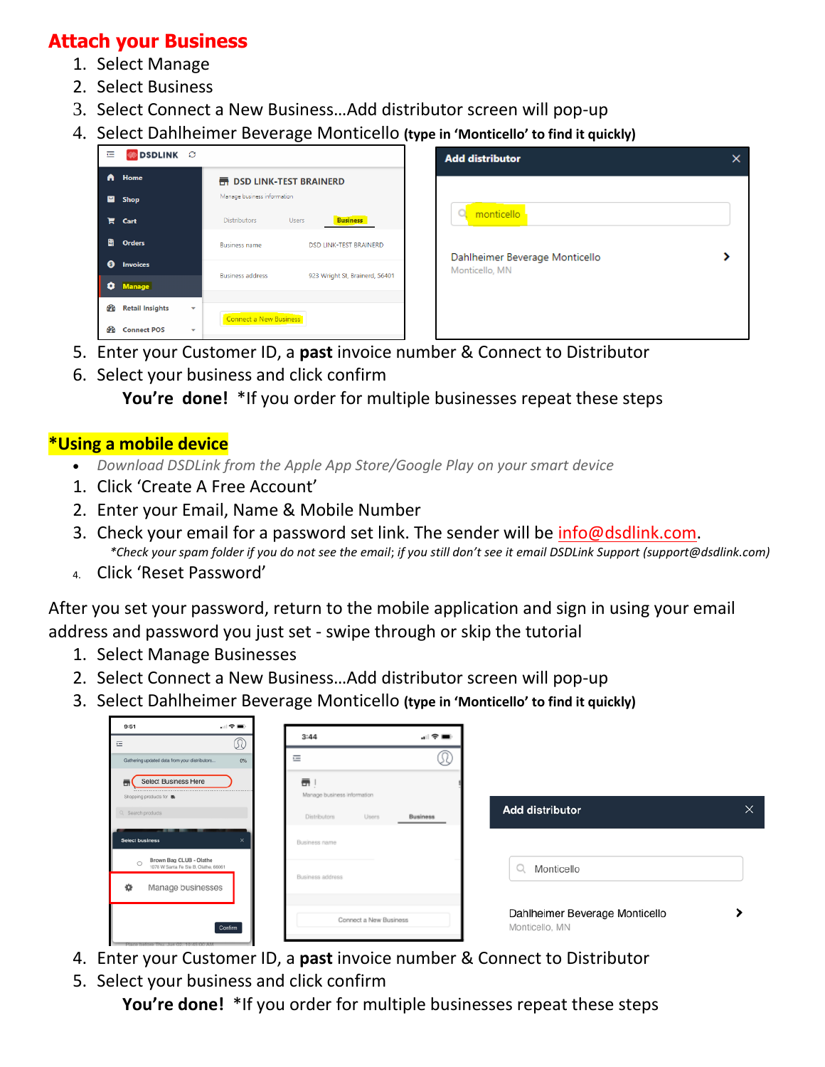## Attach your Business

1. Select Manage
2. Select Business
3. Select Connect a New Business…Add distributor screen will pop-up
4. Select Dahlheimer Beverage Monticello **(type in 'Monticello' to find it quickly)**
5. Enter your Customer ID, a **past** invoice number & Connect to Distributor
6. Select your business and click confirm

**You're done!** *If you order for multiple businesses repeat these steps

## *Using a mobile device

- *Download DSDLink from the Apple App Store/Google Play on your smart device*

1. Click 'Create A Free Account'
2. Enter your Email, Name & Mobile Number
3. Check your email for a password set link. The sender will be info@dsdlink.com.
   *\*Check your spam folder if you do not see the email; if you still don't see it email DSDLink Support (support@dsdlink.com)*
4. Click 'Reset Password'

After you set your password, return to the mobile application and sign in using your email address and password you just set - swipe through or skip the tutorial

1. Select Manage Businesses
2. Select Connect a New Business…Add distributor screen will pop-up
3. Select Dahlheimer Beverage Monticello **(type in 'Monticello' to find it quickly)**
4. Enter your Customer ID, a **past** invoice number & Connect to Distributor
5. Select your business and click confirm

**You're done!** *If you order for multiple businesses repeat these steps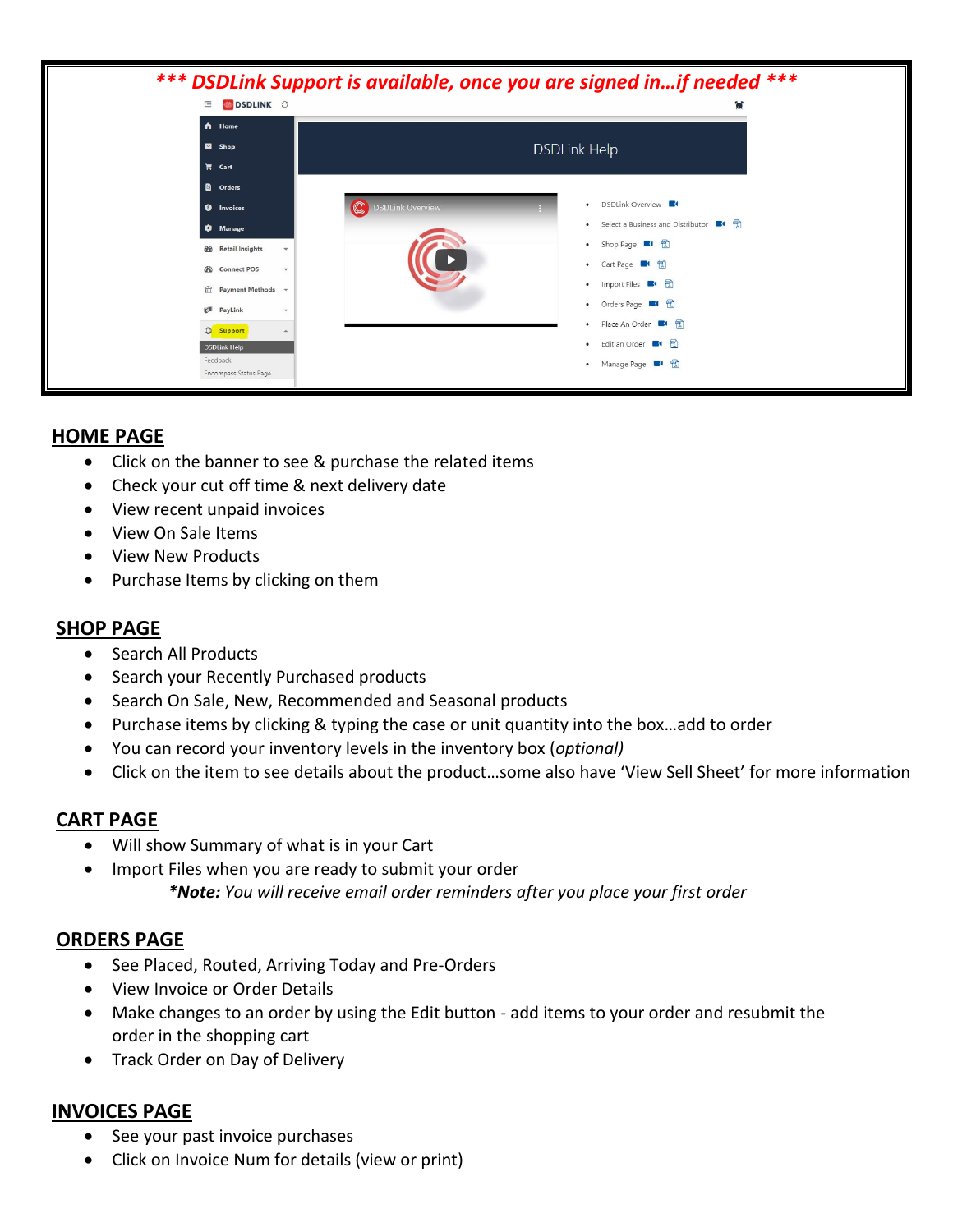*** DSDLink Support is available, once you are signed in…if needed ***

## HOME PAGE

- Click on the banner to see & purchase the related items
- Check your cut off time & next delivery date
- View recent unpaid invoices
- View On Sale Items
- View New Products
- Purchase Items by clicking on them

## SHOP PAGE

- Search All Products
- Search your Recently Purchased products
- Search On Sale, New, Recommended and Seasonal products
- Purchase items by clicking & typing the case or unit quantity into the box…add to order
- You can record your inventory levels in the inventory box (*optional)*
- Click on the item to see details about the product…some also have 'View Sell Sheet' for more information

## CART PAGE

- Will show Summary of what is in your Cart
- Import Files when you are ready to submit your order

*\*Note: You will receive email order reminders after you place your first order*

## ORDERS PAGE

- See Placed, Routed, Arriving Today and Pre-Orders
- View Invoice or Order Details
- Make changes to an order by using the Edit button - add items to your order and resubmit the order in the shopping cart
- Track Order on Day of Delivery

## INVOICES PAGE

- See your past invoice purchases
- Click on Invoice Num for details (view or print)